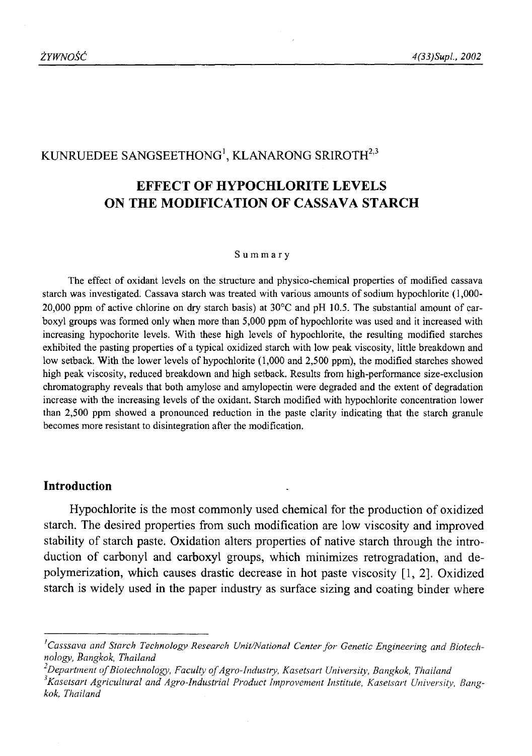KUNRUEDEE SANGSEETHONG[1], KLANARONG SRIROTH[2,3]

# EFFECT OF HYPOCHLORITE LEVELS ON THE MODIFICATION OF CASSAVA STARCH

### Summary

The effect of oxidant levels on the structure and physico-chemical properties of modified cassava starch was investigated. Cassava starch was treated with various amounts of sodium hypochlorite (1,000-20,000 ppm of active chlorine on dry starch basis) at 30°C and pH 10.5. The substantial amount of carboxyl groups was formed only when more than 5,000 ppm of hypochlorite was used and it increased with increasing hypochorite levels. With these high levels of hypochlorite, the resulting modified starches exhibited the pasting properties of a typical oxidized starch with low peak viscosity, little breakdown and low setback. With the lower levels of hypochlorite (1,000 and 2,500 ppm), the modified starches showed high peak viscosity, reduced breakdown and high setback. Results from high-performance size-exclusion chromatography reveals that both amylose and amylopectin were degraded and the extent of degradation increase with the increasing levels of the oxidant. Starch modified with hypochlorite concentration lower than 2,500 ppm showed a pronounced reduction in the paste clarity indicating that the starch granule becomes more resistant to disintegration after the modification.

## Introduction

Hypochlorite is the most commonly used chemical for the production of oxidized starch. The desired properties from such modification are low viscosity and improved stability of starch paste. Oxidation alters properties of native starch through the introduction of carbonyl and carboxyl groups, which minimizes retrogradation, and depolymerization, which causes drastic decrease in hot paste viscosity [1, 2]. Oxidized starch is widely used in the paper industry as surface sizing and coating binder where

---

[1] *Casssava and Starch Technology Research Unit/National Center for Genetic Engineering and Biotechnology, Bangkok, Thailand*

[2] *Department of Biotechnology, Faculty of Agro-Industry, Kasetsart University, Bangkok, Thailand*

[3] *Kasetsart Agricultural and Agro-Industrial Product Improvement Institute, Kasetsart University, Bangkok, Thailand*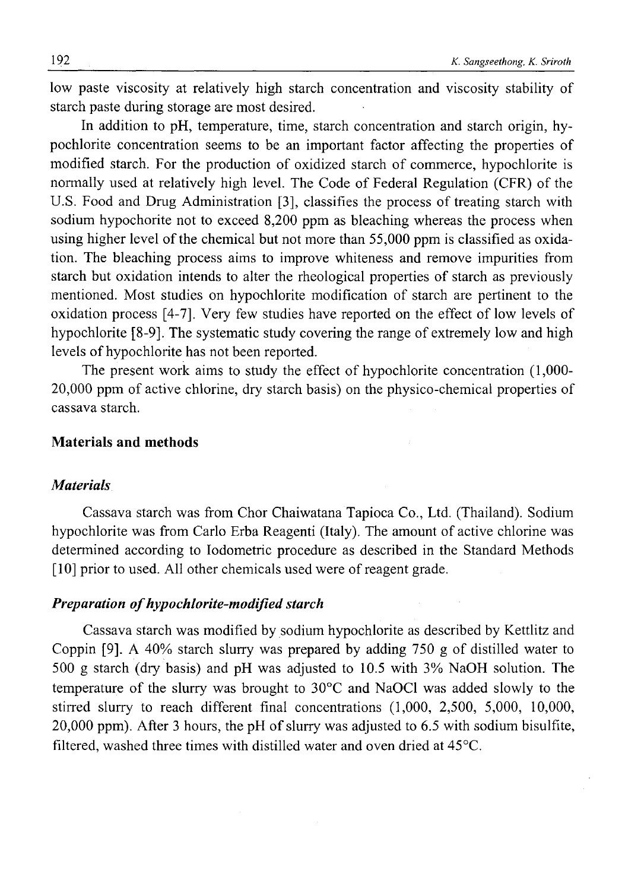low paste viscosity at relatively high starch concentration and viscosity stability of starch paste during storage are most desired.

In addition to pH, temperature, time, starch concentration and starch origin, hypochlorite concentration seems to be an important factor affecting the properties of modified starch. For the production of oxidized starch of commerce, hypochlorite is normally used at relatively high level. The Code of Federal Regulation (CFR) of the U.S. Food and Drug Administration [3], classifies the process of treating starch with sodium hypochorite not to exceed 8,200 ppm as bleaching whereas the process when using higher level of the chemical but not more than 55,000 ppm is classified as oxidation. The bleaching process aims to improve whiteness and remove impurities from starch but oxidation intends to alter the rheological properties of starch as previously mentioned. Most studies on hypochlorite modification of starch are pertinent to the oxidation process [4-7]. Very few studies have reported on the effect of low levels of hypochlorite [8-9]. The systematic study covering the range of extremely low and high levels of hypochlorite has not been reported.

The present work aims to study the effect of hypochlorite concentration (1,000-20,000 ppm of active chlorine, dry starch basis) on the physico-chemical properties of cassava starch.

## Materials and methods

### *Materials*

Cassava starch was from Chor Chaiwatana Tapioca Co., Ltd. (Thailand). Sodium hypochlorite was from Carlo Erba Reagenti (Italy). The amount of active chlorine was determined according to Iodometric procedure as described in the Standard Methods [10] prior to used. All other chemicals used were of reagent grade.

### *Preparation of hypochlorite-modified starch*

Cassava starch was modified by sodium hypochlorite as described by Kettlitz and Coppin [9]. A 40% starch slurry was prepared by adding 750 g of distilled water to 500 g starch (dry basis) and pH was adjusted to 10.5 with 3% NaOH solution. The temperature of the slurry was brought to 30°C and NaOCl was added slowly to the stirred slurry to reach different final concentrations (1,000, 2,500, 5,000, 10,000, 20,000 ppm). After 3 hours, the pH of slurry was adjusted to 6.5 with sodium bisulfite, filtered, washed three times with distilled water and oven dried at 45°C.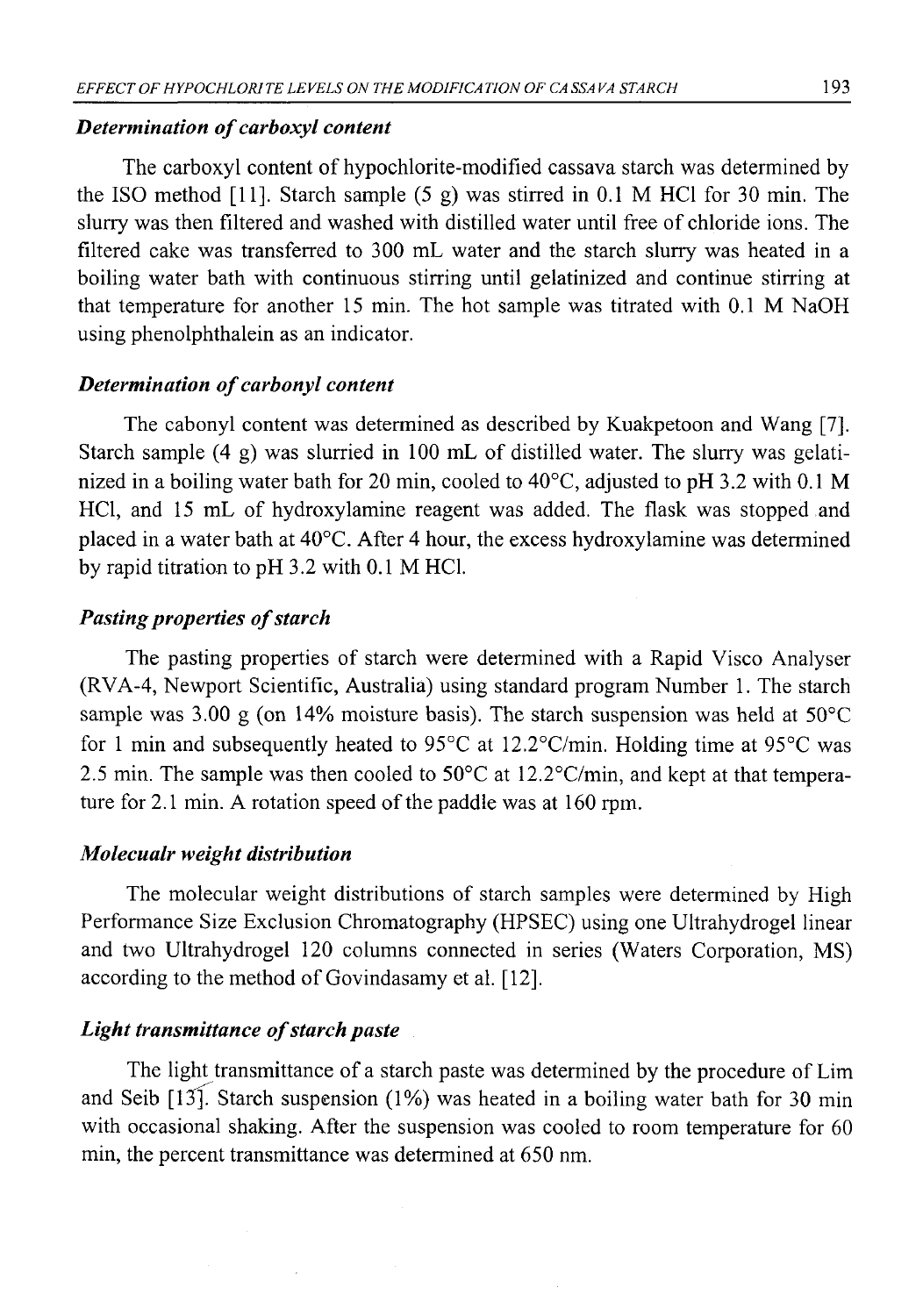### *Determination of carboxyl content*

The carboxyl content of hypochlorite-modified cassava starch was determined by the ISO method [11]. Starch sample (5 g) was stirred in 0.1 M HCl for 30 min. The slurry was then filtered and washed with distilled water until free of chloride ions. The filtered cake was transferred to 300 mL water and the starch slurry was heated in a boiling water bath with continuous stirring until gelatinized and continue stirring at that temperature for another 15 min. The hot sample was titrated with 0.1 M NaOH using phenolphthalein as an indicator.

### *Determination of carbonyl content*

The cabonyl content was determined as described by Kuakpetoon and Wang [7]. Starch sample (4 g) was slurried in 100 mL of distilled water. The slurry was gelatinized in a boiling water bath for 20 min, cooled to 40°C, adjusted to pH 3.2 with 0.1 M HCl, and 15 mL of hydroxylamine reagent was added. The flask was stopped and placed in a water bath at 40°C. After 4 hour, the excess hydroxylamine was determined by rapid titration to pH 3.2 with 0.1 M HCl.

### *Pasting properties of starch*

The pasting properties of starch were determined with a Rapid Visco Analyser (RVA-4, Newport Scientific, Australia) using standard program Number 1. The starch sample was 3.00 g (on 14% moisture basis). The starch suspension was held at 50°C for 1 min and subsequently heated to 95°C at 12.2°C/min. Holding time at 95°C was 2.5 min. The sample was then cooled to 50°C at 12.2°C/min, and kept at that temperature for 2.1 min. A rotation speed of the paddle was at 160 rpm.

### *Molecualr weight distribution*

The molecular weight distributions of starch samples were determined by High Performance Size Exclusion Chromatography (HPSEC) using one Ultrahydrogel linear and two Ultrahydrogel 120 columns connected in series (Waters Corporation, MS) according to the method of Govindasamy et al. [12].

### *Light transmittance of starch paste*

The light transmittance of a starch paste was determined by the procedure of Lim and Seib [13]. Starch suspension (1%) was heated in a boiling water bath for 30 min with occasional shaking. After the suspension was cooled to room temperature for 60 min, the percent transmittance was determined at 650 nm.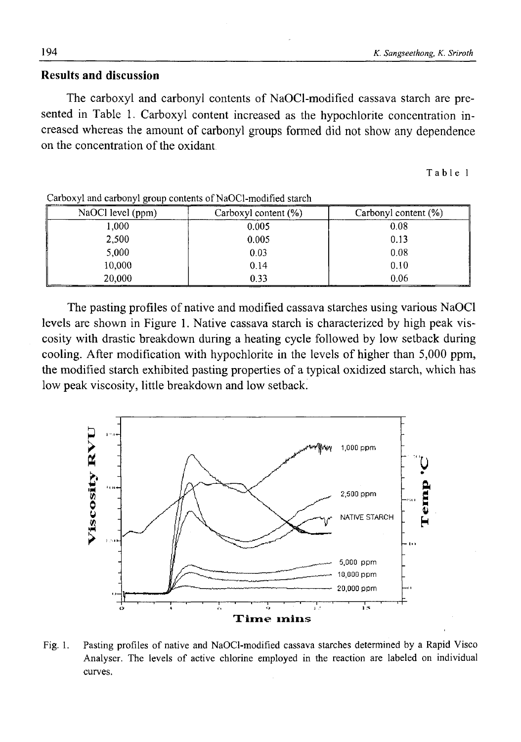## Results and discussion

The carboxyl and carbonyl contents of NaOCl-modified cassava starch are presented in Table 1. Carboxyl content increased as the hypochlorite concentration increased whereas the amount of carbonyl groups formed did not show any dependence on the concentration of the oxidant.

Table 1

Carboxyl and carbonyl group contents of NaOCl-modified starch

| NaOCl level (ppm) | Carboxyl content (%) | Carbonyl content (%) |
|---|---|---|
| 1,000 | 0.005 | 0.08 |
| 2,500 | 0.005 | 0.13 |
| 5,000 | 0.03 | 0.08 |
| 10,000 | 0.14 | 0.10 |
| 20,000 | 0.33 | 0.06 |

The pasting profiles of native and modified cassava starches using various NaOCl levels are shown in Figure 1. Native cassava starch is characterized by high peak viscosity with drastic breakdown during a heating cycle followed by low setback during cooling. After modification with hypochlorite in the levels of higher than 5,000 ppm, the modified starch exhibited pasting properties of a typical oxidized starch, which has low peak viscosity, little breakdown and low setback.

Fig. 1. Pasting profiles of native and NaOCl-modified cassava starches determined by a Rapid Visco Analyser. The levels of active chlorine employed in the reaction are labeled on individual curves.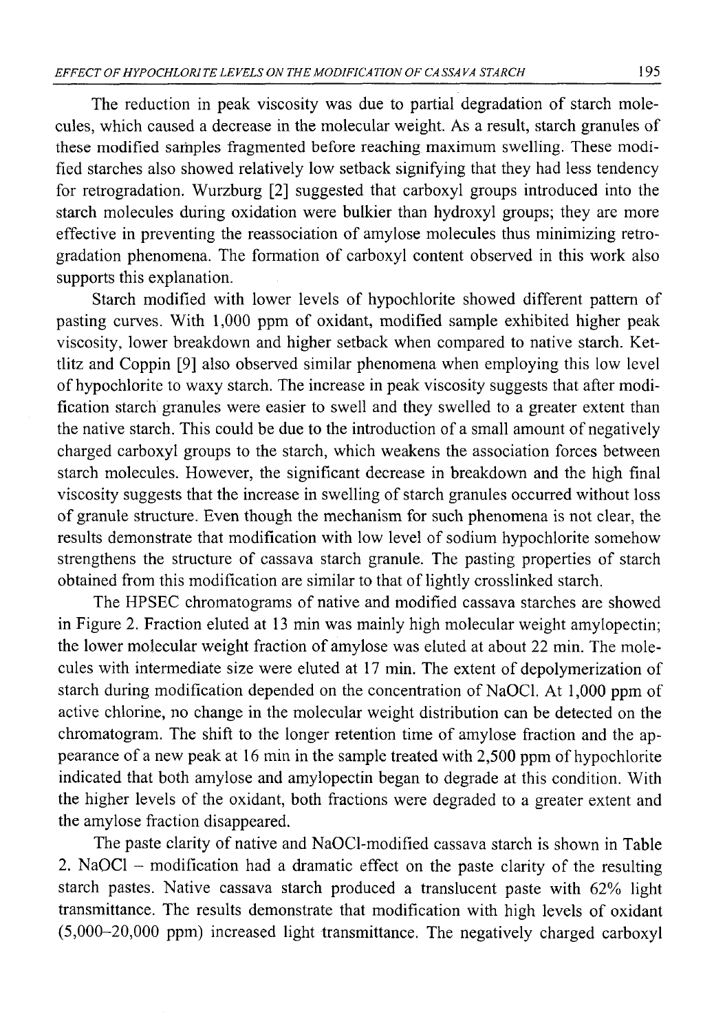The reduction in peak viscosity was due to partial degradation of starch molecules, which caused a decrease in the molecular weight. As a result, starch granules of these modified samples fragmented before reaching maximum swelling. These modified starches also showed relatively low setback signifying that they had less tendency for retrogradation. Wurzburg [2] suggested that carboxyl groups introduced into the starch molecules during oxidation were bulkier than hydroxyl groups; they are more effective in preventing the reassociation of amylose molecules thus minimizing retrogradation phenomena. The formation of carboxyl content observed in this work also supports this explanation.

Starch modified with lower levels of hypochlorite showed different pattern of pasting curves. With 1,000 ppm of oxidant, modified sample exhibited higher peak viscosity, lower breakdown and higher setback when compared to native starch. Kettlitz and Coppin [9] also observed similar phenomena when employing this low level of hypochlorite to waxy starch. The increase in peak viscosity suggests that after modification starch granules were easier to swell and they swelled to a greater extent than the native starch. This could be due to the introduction of a small amount of negatively charged carboxyl groups to the starch, which weakens the association forces between starch molecules. However, the significant decrease in breakdown and the high final viscosity suggests that the increase in swelling of starch granules occurred without loss of granule structure. Even though the mechanism for such phenomena is not clear, the results demonstrate that modification with low level of sodium hypochlorite somehow strengthens the structure of cassava starch granule. The pasting properties of starch obtained from this modification are similar to that of lightly crosslinked starch.

The HPSEC chromatograms of native and modified cassava starches are showed in Figure 2. Fraction eluted at 13 min was mainly high molecular weight amylopectin; the lower molecular weight fraction of amylose was eluted at about 22 min. The molecules with intermediate size were eluted at 17 min. The extent of depolymerization of starch during modification depended on the concentration of NaOCl. At 1,000 ppm of active chlorine, no change in the molecular weight distribution can be detected on the chromatogram. The shift to the longer retention time of amylose fraction and the appearance of a new peak at 16 min in the sample treated with 2,500 ppm of hypochlorite indicated that both amylose and amylopectin began to degrade at this condition. With the higher levels of the oxidant, both fractions were degraded to a greater extent and the amylose fraction disappeared.

The paste clarity of native and NaOCl-modified cassava starch is shown in Table 2. NaOCl – modification had a dramatic effect on the paste clarity of the resulting starch pastes. Native cassava starch produced a translucent paste with 62% light transmittance. The results demonstrate that modification with high levels of oxidant (5,000–20,000 ppm) increased light transmittance. The negatively charged carboxyl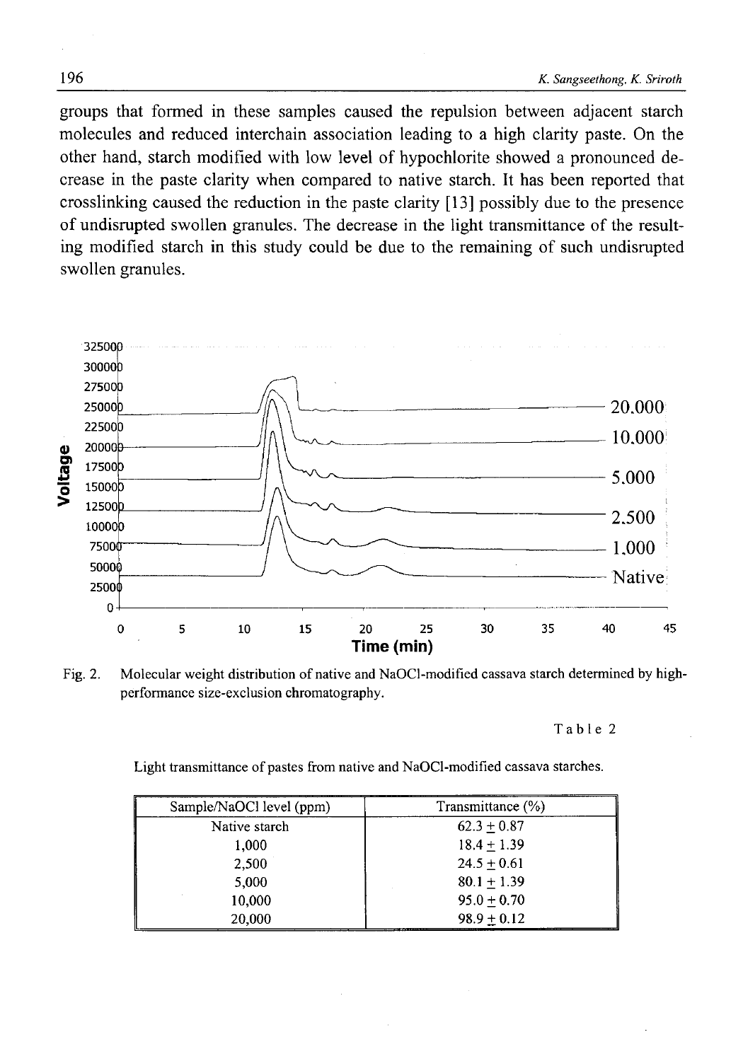groups that formed in these samples caused the repulsion between adjacent starch molecules and reduced interchain association leading to a high clarity paste. On the other hand, starch modified with low level of hypochlorite showed a pronounced decrease in the paste clarity when compared to native starch. It has been reported that crosslinking caused the reduction in the paste clarity [13] possibly due to the presence of undisrupted swollen granules. The decrease in the light transmittance of the resulting modified starch in this study could be due to the remaining of such undisrupted swollen granules.

Fig. 2. Molecular weight distribution of native and NaOCl-modified cassava starch determined by high-performance size-exclusion chromatography.

Table 2

Light transmittance of pastes from native and NaOCl-modified cassava starches.

| Sample/NaOCl level (ppm) | Transmittance (%) |
|---|---|
| Native starch | $62.3 \pm 0.87$ |
| 1,000 | $18.4 \pm 1.39$ |
| 2,500 | $24.5 \pm 0.61$ |
| 5,000 | $80.1 \pm 1.39$ |
| 10,000 | $95.0 \pm 0.70$ |
| 20,000 | $98.9 \pm 0.12$ |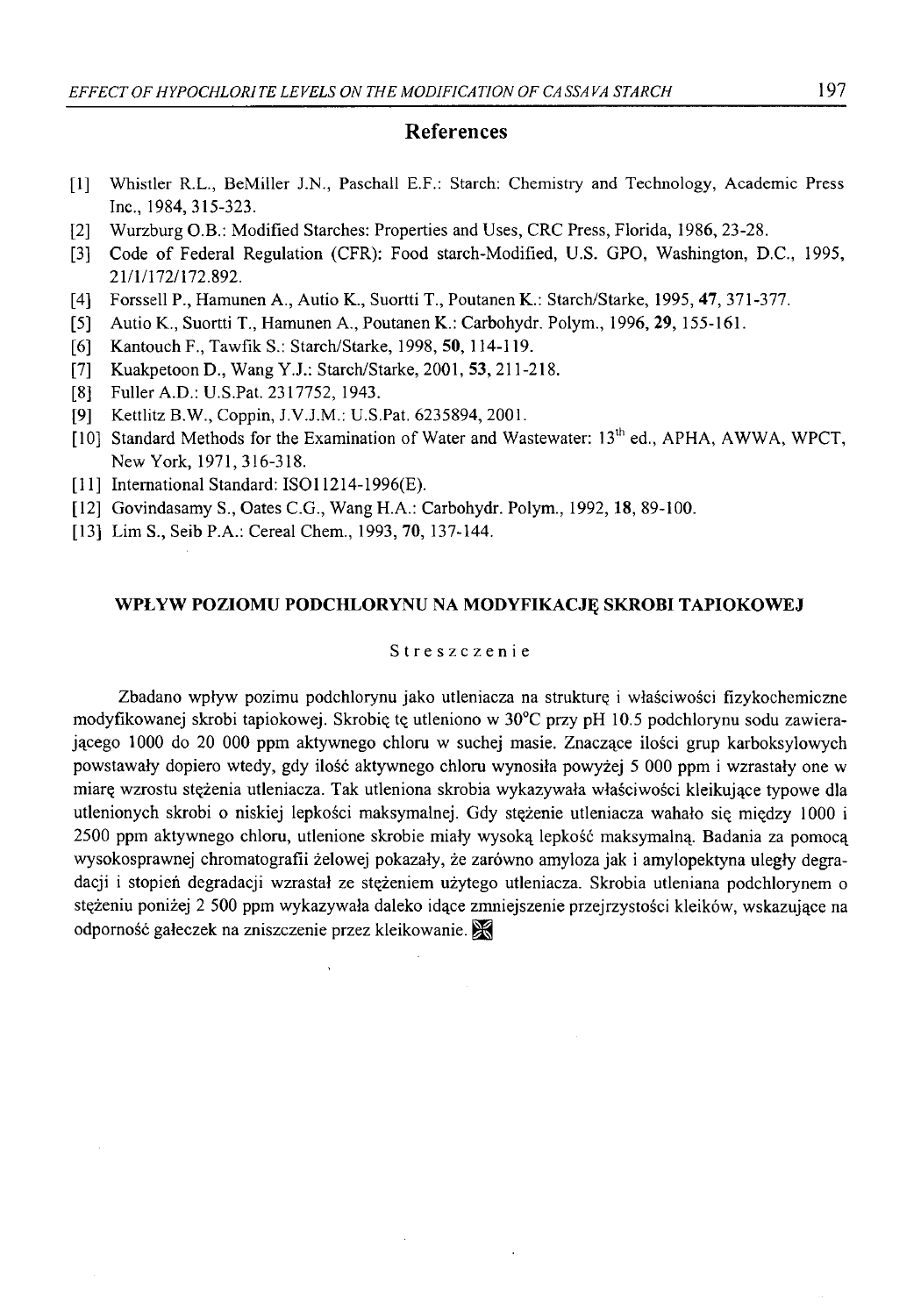## References

[1] Whistler R.L., BeMiller J.N., Paschall E.F.: Starch: Chemistry and Technology, Academic Press Inc., 1984, 315-323.

[2] Wurzburg O.B.: Modified Starches: Properties and Uses, CRC Press, Florida, 1986, 23-28.

[3] Code of Federal Regulation (CFR): Food starch-Modified, U.S. GPO, Washington, D.C., 1995, 21/1/172/172.892.

[4] Forssell P., Hamunen A., Autio K., Suortti T., Poutanen K.: Starch/Starke, 1995, **47**, 371-377.

[5] Autio K., Suortti T., Hamunen A., Poutanen K.: Carbohydr. Polym., 1996, **29**, 155-161.

[6] Kantouch F., Tawfik S.: Starch/Starke, 1998, **50**, 114-119.

[7] Kuakpetoon D., Wang Y.J.: Starch/Starke, 2001, **53**, 211-218.

[8] Fuller A.D.: U.S.Pat. 2317752, 1943.

[9] Kettlitz B.W., Coppin, J.V.J.M.: U.S.Pat. 6235894, 2001.

[10] Standard Methods for the Examination of Water and Wastewater: 13th ed., APHA, AWWA, WPCT, New York, 1971, 316-318.

[11] International Standard: ISO11214-1996(E).

[12] Govindasamy S., Oates C.G., Wang H.A.: Carbohydr. Polym., 1992, **18**, 89-100.

[13] Lim S., Seib P.A.: Cereal Chem., 1993, **70**, 137-144.

### WPŁYW POZIOMU PODCHLORYNU NA MODYFIKACJĘ SKROBI TAPIOKOWEJ

S t r e s z c z e n i e

Zbadano wpływ pozimu podchlorynu jako utleniacza na strukturę i właściwości fizykochemiczne modyfikowanej skrobi tapiokowej. Skrobię tę utleniono w 30°C przy pH 10.5 podchlorynu sodu zawierającego 1000 do 20 000 ppm aktywnego chloru w suchej masie. Znaczące ilości grup karboksylowych powstawały dopiero wtedy, gdy ilość aktywnego chloru wynosiła powyżej 5 000 ppm i wzrastały one w miarę wzrostu stężenia utleniacza. Tak utleniona skrobia wykazywała właściwości kleikujące typowe dla utlenionych skrobi o niskiej lepkości maksymalnej. Gdy stężenie utleniacza wahało się między 1000 i 2500 ppm aktywnego chloru, utlenione skrobie miały wysoką lepkość maksymalną. Badania za pomocą wysokosprawnej chromatografii żelowej pokazały, że zarówno amyloza jak i amylopektyna uległy degradacji i stopień degradacji wzrastał ze stężeniem użytego utleniacza. Skrobia utleniana podchlorynem o stężeniu poniżej 2 500 ppm wykazywała daleko idące zmniejszenie przejrzystości kleików, wskazujące na odporność gałeczek na zniszczenie przez kleikowanie.